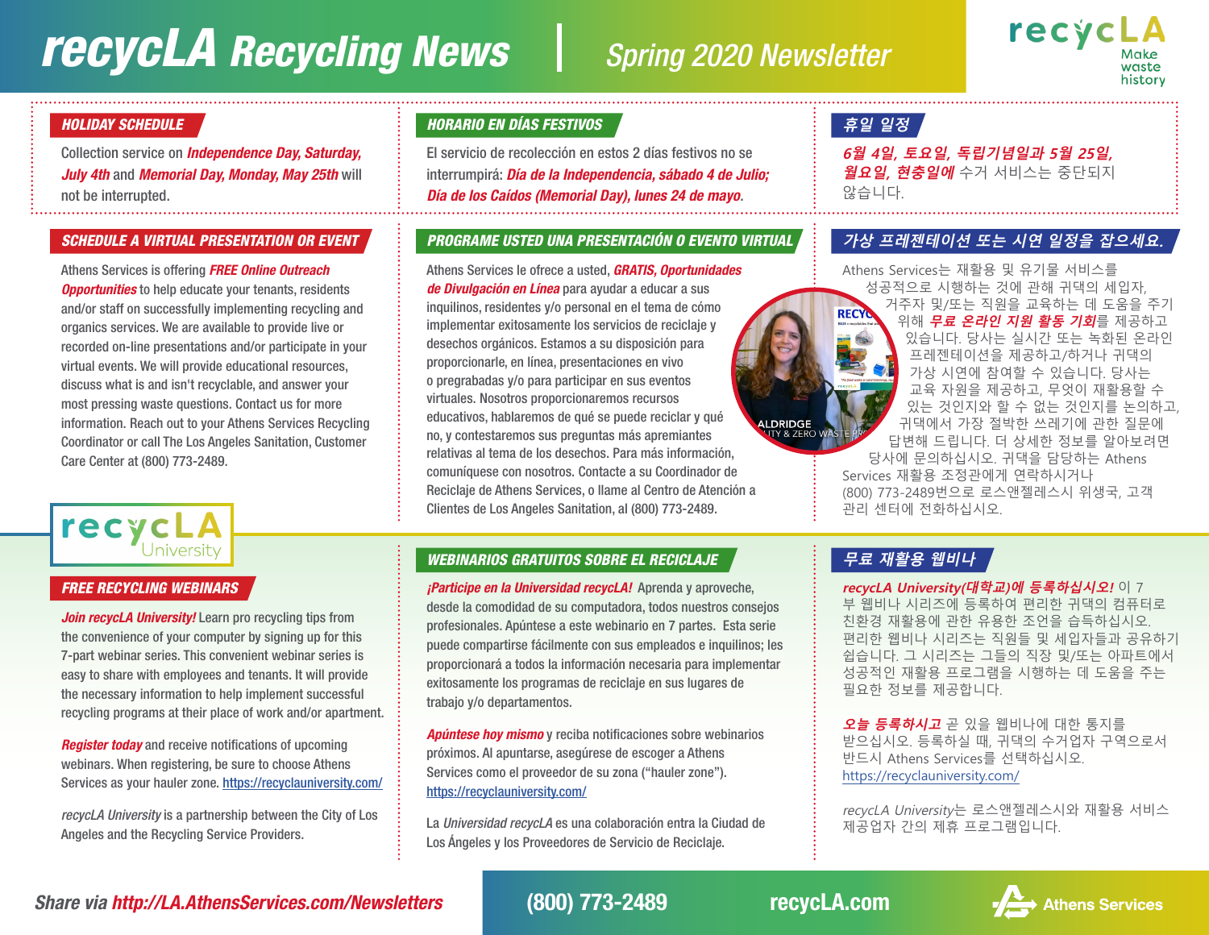# recycLA Recycling News | Spring 2020 Newsletter

recycLA Make waste history

## HOLIDAY SCHEDULE

Collection service on ***Independence Day, Saturday, July 4th*** and ***Memorial Day, Monday, May 25th*** will not be interrupted.

## HORARIO EN DÍAS FESTIVOS

El servicio de recolección en estos 2 días festivos no se interrumpirá: ***Día de la Independencia, sábado 4 de Julio; Día de los Caídos (Memorial Day), lunes 24 de mayo***.

## 휴일 일정

***6월 4일, 토요일, 독립기념일과 5월 25일, 월요일, 현충일에*** 수거 서비스는 중단되지 않습니다.

## SCHEDULE A VIRTUAL PRESENTATION OR EVENT

Athens Services is offering ***FREE Online Outreach Opportunities*** to help educate your tenants, residents and/or staff on successfully implementing recycling and organics services. We are available to provide live or recorded on-line presentations and/or participate in your virtual events. We will provide educational resources, discuss what is and isn't recyclable, and answer your most pressing waste questions. Contact us for more information. Reach out to your Athens Services Recycling Coordinator or call The Los Angeles Sanitation, Customer Care Center at (800) 773-2489.

## PROGRAME USTED UNA PRESENTACIÓN O EVENTO VIRTUAL

Athens Services le ofrece a usted, ***GRATIS, Oportunidades de Divulgación en Línea*** para ayudar a educar a sus inquilinos, residentes y/o personal en el tema de cómo implementar exitosamente los servicios de reciclaje y desechos orgánicos. Estamos a su disposición para proporcionarle, en línea, presentaciones en vivo o pregrabadas y/o para participar en sus eventos virtuales. Nosotros proporcionaremos recursos educativos, hablaremos de qué se puede reciclar y qué no, y contestaremos sus preguntas más apremiantes relativas al tema de los desechos. Para más información, comuníquese con nosotros. Contacte a su Coordinador de Reciclaje de Athens Services, o llame al Centro de Atención a Clientes de Los Angeles Sanitation, al (800) 773-2489.

## 가상 프레젠테이션 또는 시연 일정을 잡으세요.

Athens Services는 재활용 및 유기물 서비스를 성공적으로 시행하는 것에 관해 귀댁의 세입자, 거주자 및/또는 직원을 교육하는 데 도움을 주기 위해 ***무료 온라인 지원 활동 기회***를 제공하고 있습니다. 당사는 실시간 또는 녹화된 온라인 프레젠테이션을 제공하고/하거나 귀댁의 가상 시연에 참여할 수 있습니다. 당사는 교육 자원을 제공하고, 무엇이 재활용할 수 있는 것인지와 할 수 없는 것인지를 논의하고, 귀댁에서 가장 절박한 쓰레기에 관한 질문에 답변해 드립니다. 더 상세한 정보를 알아보려면 당사에 문의하십시오. 귀댁을 담당하는 Athens Services 재활용 조정관에게 연락하시거나 (800) 773-2489번으로 로스앤젤레스시 위생국, 고객 관리 센터에 전화하십시오.

recycLA University

## FREE RECYCLING WEBINARS

***Join recycLA University!*** Learn pro recycling tips from the convenience of your computer by signing up for this 7-part webinar series. This convenient webinar series is easy to share with employees and tenants. It will provide the necessary information to help implement successful recycling programs at their place of work and/or apartment.

***Register today*** and receive notifications of upcoming webinars. When registering, be sure to choose Athens Services as your hauler zone. https://recyclauniversity.com/

*recycLA University* is a partnership between the City of Los Angeles and the Recycling Service Providers.

## WEBINARIOS GRATUITOS SOBRE EL RECICLAJE

***¡Participe en la Universidad recycLA!*** Aprenda y aproveche, desde la comodidad de su computadora, todos nuestros consejos profesionales. Apúntese a este webinario en 7 partes. Esta serie puede compartirse fácilmente con sus empleados e inquilinos; les proporcionará a todos la información necesaria para implementar exitosamente los programas de reciclaje en sus lugares de trabajo y/o departamentos.

***Apúntese hoy mismo*** y reciba notificaciones sobre webinarios próximos. Al apuntarse, asegúrese de escoger a Athens Services como el proveedor de su zona ("hauler zone"). https://recyclauniversity.com/

La *Universidad recycLA* es una colaboración entra la Ciudad de Los Ángeles y los Proveedores de Servicio de Reciclaje.

## 무료 재활용 웨비나

***recycLA University(대학교)에 등록하십시오!*** 이 7부 웨비나 시리즈에 등록하여 편리한 귀댁의 컴퓨터로 친환경 재활용에 관한 유용한 조언을 습득하십시오. 편리한 웨비나 시리즈는 직원들 및 세입자들과 공유하기 쉽습니다. 그 시리즈는 그들의 직장 및/또는 아파트에서 성공적인 재활용 프로그램을 시행하는 데 도움을 주는 필요한 정보를 제공합니다.

***오늘 등록하시고*** 곧 있을 웨비나에 대한 통지를 받으십시오. 등록하실 때, 귀댁의 수거업자 구역으로서 반드시 Athens Services를 선택하십시오. https://recyclauniversity.com/

*recycLA University*는 로스앤젤레스시와 재활용 서비스 제공업자 간의 제휴 프로그램입니다.

Share via ***http://LA.AthensServices.com/Newsletters*** | (800) 773-2489 | recycLA.com | Athens Services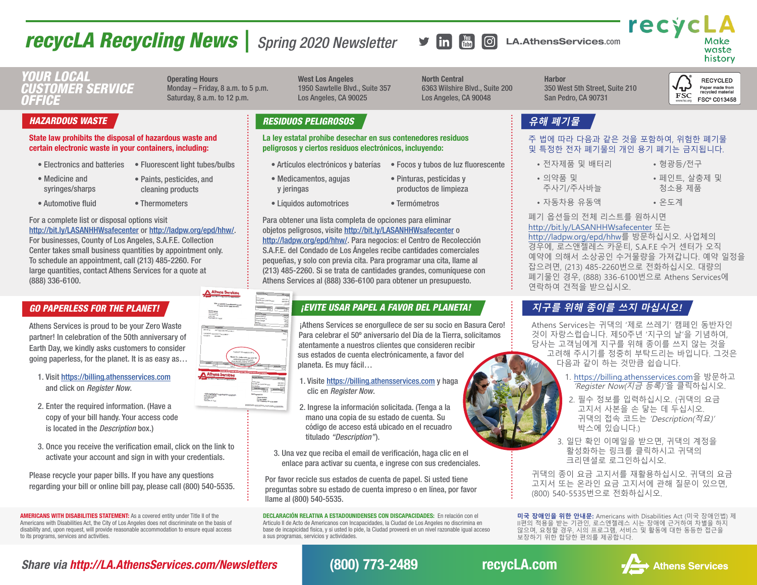# recycLA Recycling News | Spring 2020 Newsletter

LA.AthensServices.com

recycLA Make waste history

## YOUR LOCAL CUSTOMER SERVICE OFFICE

**Operating Hours**
Monday – Friday, 8 a.m. to 5 p.m.
Saturday, 8 a.m. to 12 p.m.

**West Los Angeles**
1950 Sawtelle Blvd., Suite 357
Los Angeles, CA 90025

**North Central**
6363 Wilshire Blvd., Suite 200
Los Angeles, CA 90048

**Harbor**
350 West 5th Street, Suite 210
San Pedro, CA 90731

RECYCLED Paper made from recycled material FSC® C013458

## HAZARDOUS WASTE

**State law prohibits the disposal of hazardous waste and certain electronic waste in your containers, including:**

- Electronics and batteries
- Fluorescent light tubes/bulbs
- Medicine and syringes/sharps
- Paints, pesticides, and cleaning products
- Automotive fluid
- Thermometers

For a complete list or disposal options visit http://bit.ly/LASANHHWsafecenter or http://ladpw.org/epd/hhw/. For businesses, County of Los Angeles, S.A.F.E. Collection Center takes small business quantities by appointment only. To schedule an appointment, call (213) 485-2260. For large quantities, contact Athens Services for a quote at (888) 336-6100.

## RESIDUOS PELIGROSOS

**La ley estatal prohíbe desechar en sus contenedores residuos peligrosos y ciertos residuos electrónicos, incluyendo:**

- Artículos electrónicos y baterías
- Focos y tubos de luz fluorescente
- Medicamentos, agujas y jeringas
- Pinturas, pesticidas y productos de limpieza
- Líquidos automotrices
- Termómetros

Para obtener una lista completa de opciones para eliminar objetos peligrosos, visite http://bit.ly/LASANHHWsafecenter o http://ladpw.org/epd/hhw/. Para negocios: el Centro de Recolección S.A.F.E. del Condado de Los Ángeles recibe cantidades comerciales pequeñas, y solo con previa cita. Para programar una cita, llame al (213) 485-2260. Si se trata de cantidades grandes, comuníquese con Athens Services al (888) 336-6100 para obtener un presupuesto.

## 유해 폐기물

주 법에 따라 다음과 같은 것을 포함하여, 위험한 폐기물 및 특정한 전자 폐기물의 개인 용기 폐기는 금지됩니다.

- 전자제품 및 배터리
- 형광등/전구
- 의약품 및 주사기/주사바늘
- 페인트, 살충제 및 청소용 제품
- 자동차용 유동액
- 온도계

폐기 옵션들의 전체 리스트를 원하시면 http://bit.ly/LASANHHWsafecenter 또는 http://ladpw.org/epd/hhw를 방문하십시오. 사업체의 경우에, 로스앤젤레스 카운티, S.A.F.E 수거 센터가 오직 예약에 의해서 소상공인 수거물량을 가져갑니다. 예약 일정을 잡으려면, (213) 485-2260번으로 전화하십시오. 대량의 폐기물인 경우, (888) 336-6100번으로 Athens Services에 연락하여 견적을 받으십시오.

## GO PAPERLESS FOR THE PLANET!

Athens Services is proud to be your Zero Waste partner! In celebration of the 50th anniversary of Earth Day, we kindly asks customers to consider going paperless, for the planet. It is as easy as…

1. Visit https://billing.athensservices.com and click on *Register Now.*
2. Enter the required information. (Have a copy of your bill handy. Your access code is located in the *Description* box.)
3. Once you receive the verification email, click on the link to activate your account and sign in with your credentials.

Please recycle your paper bills. If you have any questions regarding your bill or online bill pay, please call (800) 540-5535.

## ¡EVITE USAR PAPEL A FAVOR DEL PLANETA!

¡Athens Services se enorgullece de ser su socio en Basura Cero! Para celebrar el 50° aniversario del Día de la Tierra, solicitamos atentamente a nuestros clientes que consideren recibir sus estados de cuenta electrónicamente, a favor del planeta. Es muy fácil…

1. Visite https://billing.athensservices.com y haga clic en *Register Now.*
2. Ingrese la información solicitada. (Tenga a la mano una copia de su estado de cuenta. Su código de acceso está ubicado en el recuadro titulado *"Description"*).
3. Una vez que reciba el email de verificación, haga clic en el enlace para activar su cuenta, e ingrese con sus credenciales.

Por favor recicle sus estados de cuenta de papel. Si usted tiene preguntas sobre su estado de cuenta impreso o en línea, por favor llame al (800) 540-5535.

## 지구를 위해 종이를 쓰지 마십시오!

Athens Services는 귀댁의 '제로 쓰레기' 캠페인 동반자인 것이 자랑스럽습니다. 제50주년 '지구의 날'을 기념하여, 당사는 고객님에게 지구를 위해 종이를 쓰지 않는 것을 고려해 주시기를 정중히 부탁드리는 바입니다. 그것은 다음과 같이 하는 것만큼 쉽습니다.

1. https://billing.athensservices.com을 방문하고 *'Register Now(지금 등록)'*을 클릭하십시오.
2. 필수 정보를 입력하십시오. (귀댁의 요금 고지서 사본을 손 닿는 데 두십시오. 귀댁의 접속 코드는 *'Description(적요)'* 박스에 있습니다.)
3. 일단 확인 이메일을 받으면, 귀댁의 계정을 활성화하는 링크를 클릭하시고 귀댁의 크리덴셜로 로그인하십시오.

귀댁의 종이 요금 고지서를 재활용하십시오. 귀댁의 요금 고지서 또는 온라인 요금 고지서에 관해 질문이 있으면, (800) 540-5535번으로 전화하십시오.

**AMERICANS WITH DISABILITIES STATEMENT:** As a covered entity under Title II of the Americans with Disabilities Act, the City of Los Angeles does not discriminate on the basis of disability and, upon request, will provide reasonable accommodation to ensure equal access to its programs, services and activities.

**DECLARACIÓN RELATIVA A ESTADOUNIDENSES CON DISCAPACIDADES:** En relación con el Artículo II de Acto de Americanos con Incapacidades, la Ciudad de Los Angeles no discrimina en base de incapacidad física, y si usted lo pide, la Ciudad proveerá en un nivel razonable igual acceso a sus programas, servicios y actividades.

**미국 장애인을 위한 안내문:** Americans with Disabilities Act (미국 장애인법) 제 II편의 적용을 받는 기관인, 로스앤젤레스 시는 장애에 근거하여 차별을 하지 않으며, 요청할 경우, 시의 프로그램, 서비스 및 활동에 대한 동등한 접근을 보장하기 위한 합당한 편의를 제공합니다.

Share via http://LA.AthensServices.com/Newsletters | (800) 773-2489 | recycLA.com | Athens Services